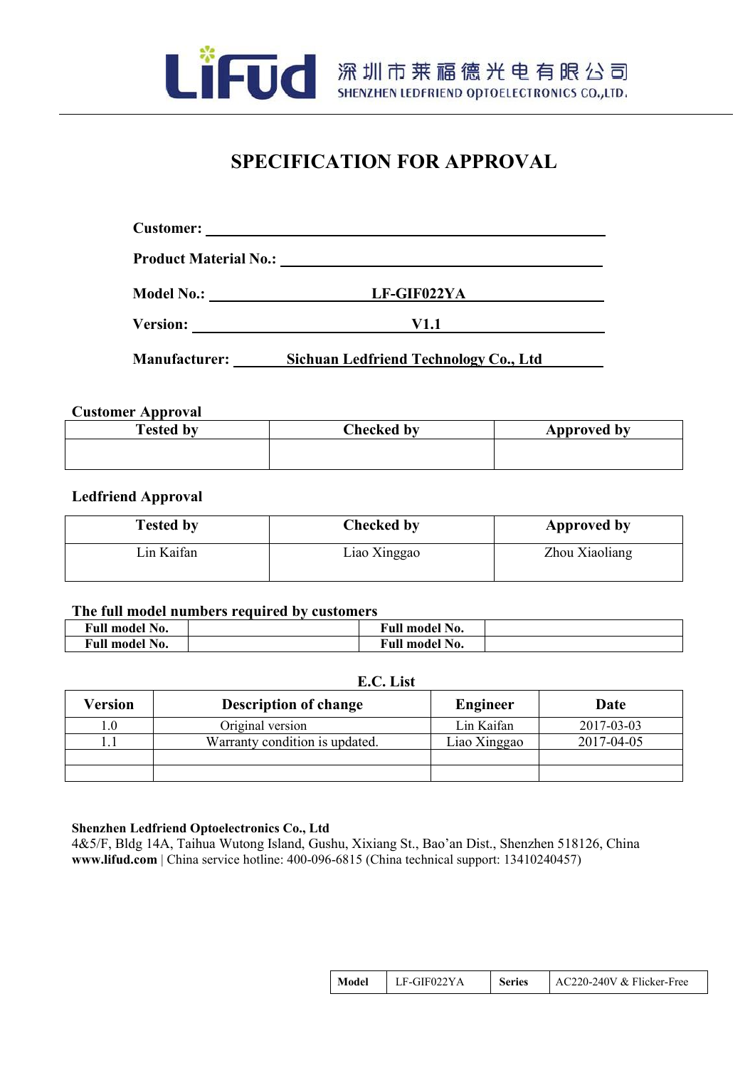LiFud 深圳市莱福德光电有限公司
SHENZHEN LEDFRIEND OPTOELECTRONICS CO.,LTD.

# SPECIFICATION FOR APPROVAL

**Customer:** ______________________

**Product Material No.:** ______________________

**Model No.:** **LF-GIF022YA**

**Version:** **V1.1**

**Manufacturer:** **Sichuan Ledfriend Technology Co., Ltd**

**Customer Approval**

| Tested by | Checked by | Approved by |
|---|---|---|
| | | |

**Ledfriend Approval**

| Tested by | Checked by | Approved by |
|---|---|---|
| Lin Kaifan | Liao Xinggao | Zhou Xiaoliang |

**The full model numbers required by customers**

| Full model No. | | Full model No. | |
|---|---|---|---|
| **Full model No.** | | **Full model No.** | |

**E.C. List**

| Version | Description of change | Engineer | Date |
|---|---|---|---|
| 1.0 | Original version | Lin Kaifan | 2017-03-03 |
| 1.1 | Warranty condition is updated. | Liao Xinggao | 2017-04-05 |
| | | | |
| | | | |

**Shenzhen Ledfriend Optoelectronics Co., Ltd**
4&5/F, Bldg 14A, Taihua Wutong Island, Gushu, Xixiang St., Bao'an Dist., Shenzhen 518126, China
**www.lifud.com** | China service hotline: 400-096-6815 (China technical support: 13410240457)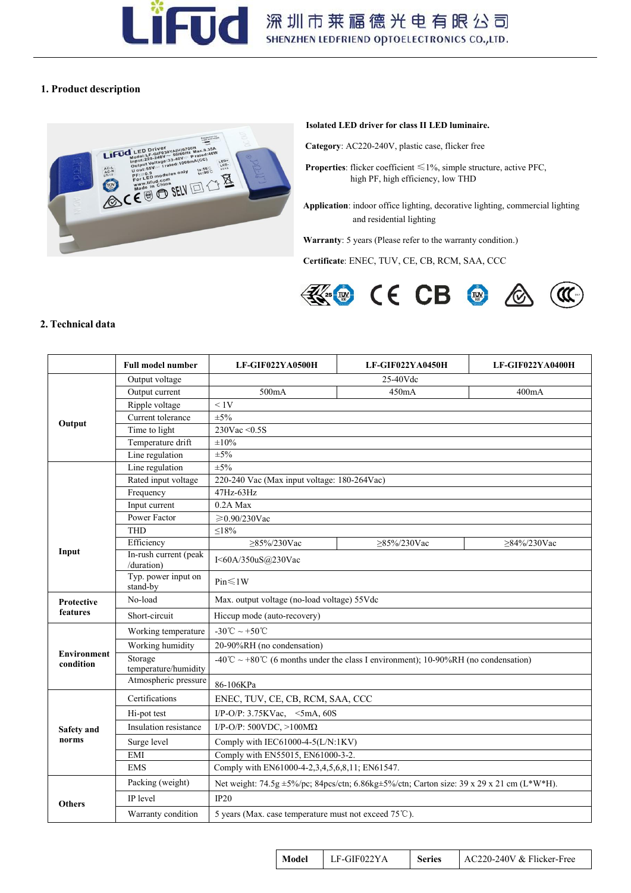## 1. Product description

**Isolated LED driver for class II LED luminaire.**

**Category**: AC220-240V, plastic case, flicker free

**Properties**: flicker coefficient ≤1%, simple structure, active PFC, high PF, high efficiency, low THD

**Application**: indoor office lighting, decorative lighting, commercial lighting and residential lighting

**Warranty**: 5 years (Please refer to the warranty condition.)

**Certificate**: ENEC, TUV, CE, CB, RCM, SAA, CCC

## 2. Technical data

| | **Full model number** | **LF-GIF022YA0500H** | **LF-GIF022YA0450H** | **LF-GIF022YA0400H** |
|---|---|---|---|---|
| **Output** | Output voltage | 25-40Vdc | | |
| | Output current | 500mA | 450mA | 400mA |
| | Ripple voltage | < 1V | | |
| | Current tolerance | ±5% | | |
| | Time to light | 230Vac <0.5S | | |
| | Temperature drift | ±10% | | |
| | Line regulation | ±5% | | |
| **Input** | Line regulation | ±5% | | |
| | Rated input voltage | 220-240 Vac (Max input voltage: 180-264Vac) | | |
| | Frequency | 47Hz-63Hz | | |
| | Input current | 0.2A Max | | |
| | Power Factor | ≥0.90/230Vac | | |
| | THD | ≤18% | | |
| | Efficiency | ≥85%/230Vac | ≥85%/230Vac | ≥84%/230Vac |
| | In-rush current (peak /duration) | I<60A/350uS@230Vac | | |
| | Typ. power input on stand-by | Pin≤1W | | |
| **Protective features** | No-load | Max. output voltage (no-load voltage) 55Vdc | | |
| | Short-circuit | Hiccup mode (auto-recovery) | | |
| **Environment condition** | Working temperature | -30℃ ~ +50℃ | | |
| | Working humidity | 20-90%RH (no condensation) | | |
| | Storage temperature/humidity | -40℃ ~ +80℃ (6 months under the class I environment); 10-90%RH (no condensation) | | |
| | Atmospheric pressure | 86-106KPa | | |
| **Safety and norms** | Certifications | ENEC, TUV, CE, CB, RCM, SAA, CCC | | |
| | Hi-pot test | I/P-O/P: 3.75KVac, <5mA, 60S | | |
| | Insulation resistance | I/P-O/P: 500VDC, >100MΩ | | |
| | Surge level | Comply with IEC61000-4-5(L/N:1KV) | | |
| | EMI | Comply with EN55015, EN61000-3-2. | | |
| | EMS | Comply with EN61000-4-2,3,4,5,6,8,11; EN61547. | | |
| **Others** | Packing (weight) | Net weight: 74.5g ±5%/pc; 84pcs/ctn; 6.86kg±5%/ctn; Carton size: 39 x 29 x 21 cm (L*W*H). | | |
| | IP level | IP20 | | |
| | Warranty condition | 5 years (Max. case temperature must not exceed 75℃). | | |

| **Model** | LF-GIF022YA | **Series** | AC220-240V & Flicker-Free |
|---|---|---|---|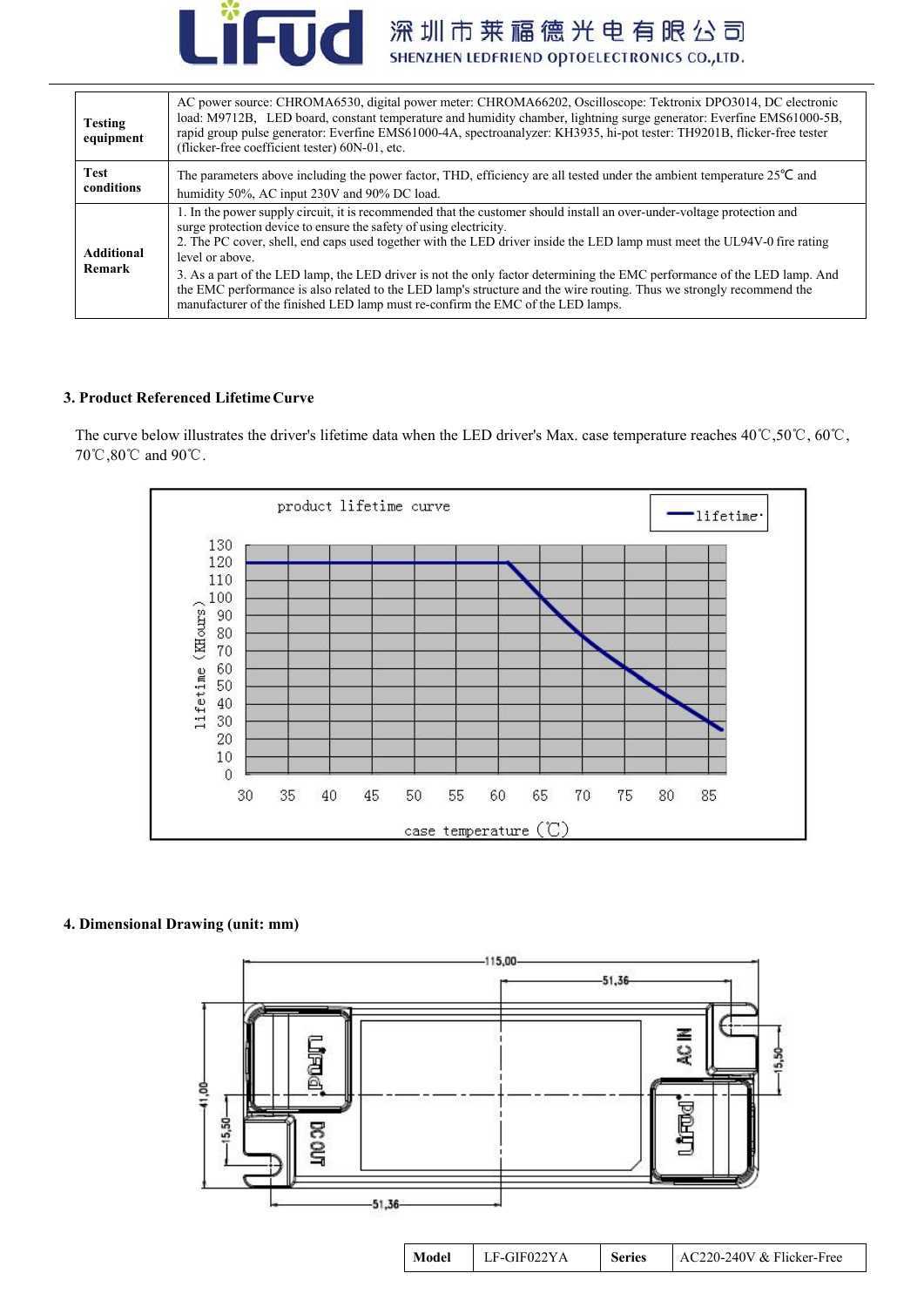| | |
|---|---|
| **Testing equipment** | AC power source: CHROMA6530, digital power meter: CHROMA66202, Oscilloscope: Tektronix DPO3014, DC electronic load: M9712B, LED board, constant temperature and humidity chamber, lightning surge generator: Everfine EMS61000-5B, rapid group pulse generator: Everfine EMS61000-4A, spectroanalyzer: KH3935, hi-pot tester: TH9201B, flicker-free tester (flicker-free coefficient tester) 60N-01, etc. |
| **Test conditions** | The parameters above including the power factor, THD, efficiency are all tested under the ambient temperature 25℃ and humidity 50%, AC input 230V and 90% DC load. |
| **Additional Remark** | 1. In the power supply circuit, it is recommended that the customer should install an over-under-voltage protection and surge protection device to ensure the safety of using electricity.<br>2. The PC cover, shell, end caps used together with the LED driver inside the LED lamp must meet the UL94V-0 fire rating level or above.<br>3. As a part of the LED lamp, the LED driver is not the only factor determining the EMC performance of the LED lamp. And the EMC performance is also related to the LED lamp's structure and the wire routing. Thus we strongly recommend the manufacturer of the finished LED lamp must re-confirm the EMC of the LED lamps. |

### 3. Product Referenced Lifetime Curve

The curve below illustrates the driver's lifetime data when the LED driver's Max. case temperature reaches 40℃,50℃, 60℃, 70℃,80℃ and 90℃.

product lifetime curve

lifetime (KHours) vs. case temperature (℃)

### 4. Dimensional Drawing (unit: mm)

| Model | LF-GIF022YA | Series | AC220-240V & Flicker-Free |
|---|---|---|---|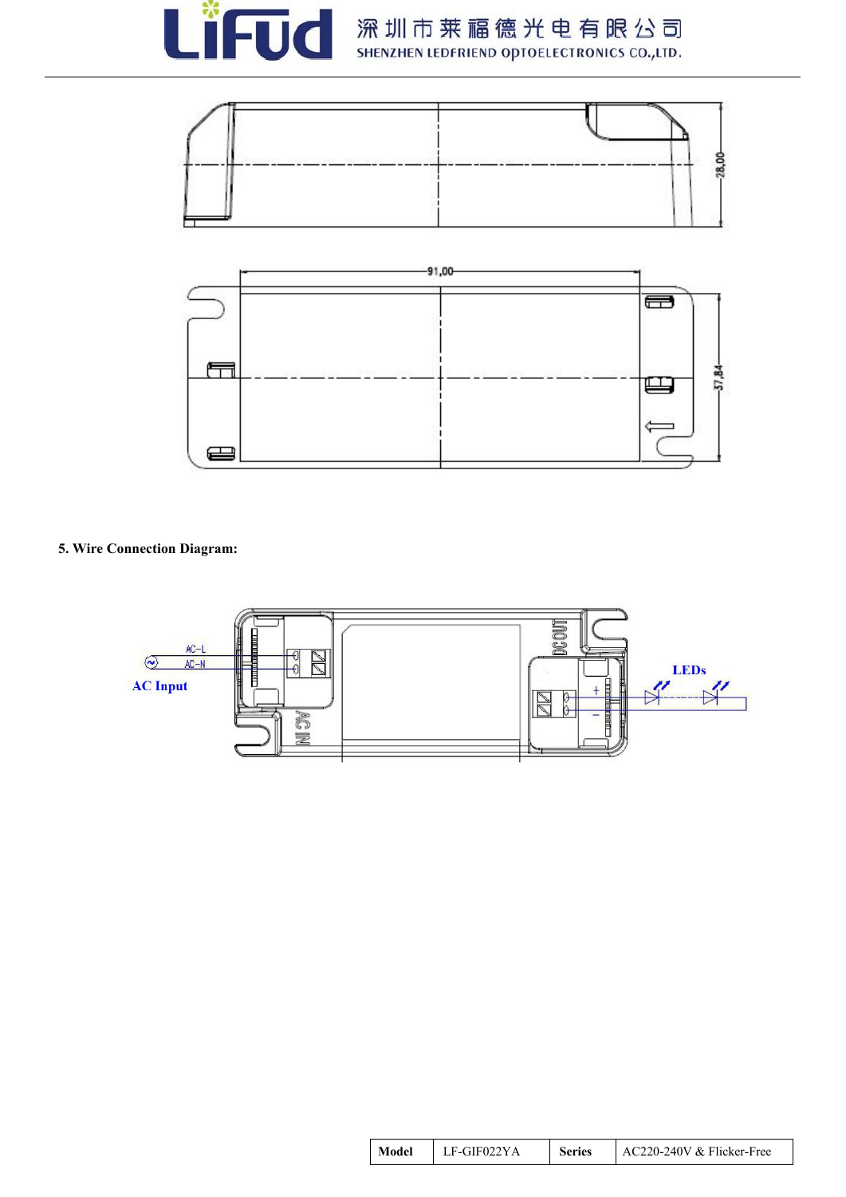## 5. Wire Connection Diagram:

AC-L

AC-N

AC Input

AC IN

DC OUT

LEDs

| Model | LF-GIF022YA | Series | AC220-240V & Flicker-Free |
|---|---|---|---|